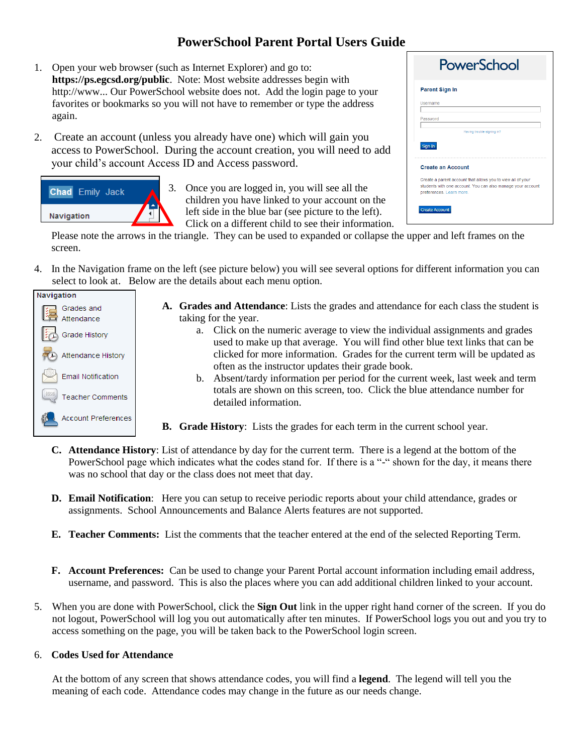# PowerSchool Parent Portal Users Guide

1. Open your web browser (such as Internet Explorer) and go to: **https://ps.egcsd.org/public**. Note: Most website addresses begin with http://www... Our PowerSchool website does not. Add the login page to your favorites or bookmarks so you will not have to remember or type the address again.

2. Create an account (unless you already have one) which will gain you access to PowerSchool. During the account creation, you will need to add your child's account Access ID and Access password.

3. Once you are logged in, you will see all the children you have linked to your account on the left side in the blue bar (see picture to the left). Click on a different child to see their information. Please note the arrows in the triangle. They can be used to expanded or collapse the upper and left frames on the screen.

4. In the Navigation frame on the left (see picture below) you will see several options for different information you can select to look at. Below are the details about each menu option.

   **A. Grades and Attendance**: Lists the grades and attendance for each class the student is taking for the year.
      a. Click on the numeric average to view the individual assignments and grades used to make up that average. You will find other blue text links that can be clicked for more information. Grades for the current term will be updated as often as the instructor updates their grade book.
      b. Absent/tardy information per period for the current week, last week and term totals are shown on this screen, too. Click the blue attendance number for detailed information.

   **B. Grade History**: Lists the grades for each term in the current school year.

   **C. Attendance History**: List of attendance by day for the current term. There is a legend at the bottom of the PowerSchool page which indicates what the codes stand for. If there is a "-" shown for the day, it means there was no school that day or the class does not meet that day.

   **D. Email Notification**: Here you can setup to receive periodic reports about your child attendance, grades or assignments. School Announcements and Balance Alerts features are not supported.

   **E. Teacher Comments:** List the comments that the teacher entered at the end of the selected Reporting Term.

   **F. Account Preferences:** Can be used to change your Parent Portal account information including email address, username, and password. This is also the places where you can add additional children linked to your account.

5. When you are done with PowerSchool, click the **Sign Out** link in the upper right hand corner of the screen. If you do not logout, PowerSchool will log you out automatically after ten minutes. If PowerSchool logs you out and you try to access something on the page, you will be taken back to the PowerSchool login screen.

6. **Codes Used for Attendance**

   At the bottom of any screen that shows attendance codes, you will find a **legend**. The legend will tell you the meaning of each code. Attendance codes may change in the future as our needs change.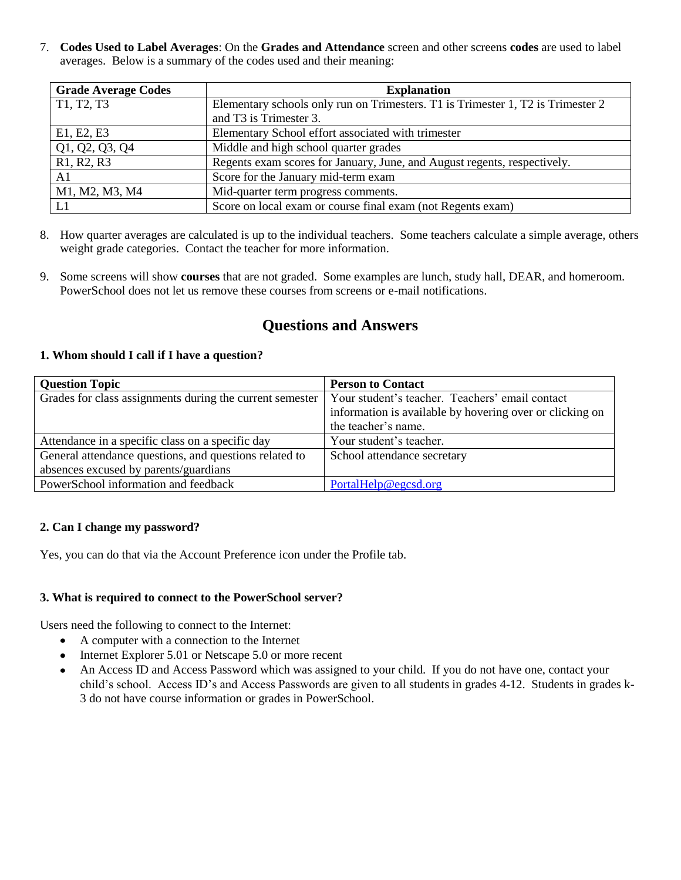7. **Codes Used to Label Averages**: On the **Grades and Attendance** screen and other screens **codes** are used to label averages. Below is a summary of the codes used and their meaning:

| Grade Average Codes | Explanation |
|---|---|
| T1, T2, T3 | Elementary schools only run on Trimesters. T1 is Trimester 1, T2 is Trimester 2 and T3 is Trimester 3. |
| E1, E2, E3 | Elementary School effort associated with trimester |
| Q1, Q2, Q3, Q4 | Middle and high school quarter grades |
| R1, R2, R3 | Regents exam scores for January, June, and August regents, respectively. |
| A1 | Score for the January mid-term exam |
| M1, M2, M3, M4 | Mid-quarter term progress comments. |
| L1 | Score on local exam or course final exam (not Regents exam) |

8. How quarter averages are calculated is up to the individual teachers. Some teachers calculate a simple average, others weight grade categories. Contact the teacher for more information.

9. Some screens will show **courses** that are not graded. Some examples are lunch, study hall, DEAR, and homeroom. PowerSchool does not let us remove these courses from screens or e-mail notifications.

## Questions and Answers

**1. Whom should I call if I have a question?**

| Question Topic | Person to Contact |
|---|---|
| Grades for class assignments during the current semester | Your student's teacher. Teachers' email contact information is available by hovering over or clicking on the teacher's name. |
| Attendance in a specific class on a specific day | Your student's teacher. |
| General attendance questions, and questions related to absences excused by parents/guardians | School attendance secretary |
| PowerSchool information and feedback | PortalHelp@egcsd.org |

**2. Can I change my password?**

Yes, you can do that via the Account Preference icon under the Profile tab.

**3. What is required to connect to the PowerSchool server?**

Users need the following to connect to the Internet:

- A computer with a connection to the Internet
- Internet Explorer 5.01 or Netscape 5.0 or more recent
- An Access ID and Access Password which was assigned to your child. If you do not have one, contact your child's school. Access ID's and Access Passwords are given to all students in grades 4-12. Students in grades k-3 do not have course information or grades in PowerSchool.